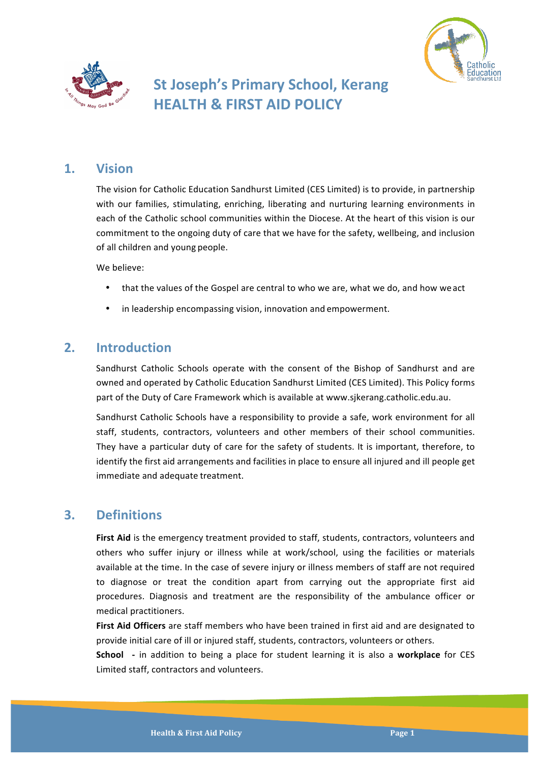# St Joseph's Primary School, Kerang
# HEALTH & FIRST AID POLICY

## 1. Vision

The vision for Catholic Education Sandhurst Limited (CES Limited) is to provide, in partnership with our families, stimulating, enriching, liberating and nurturing learning environments in each of the Catholic school communities within the Diocese. At the heart of this vision is our commitment to the ongoing duty of care that we have for the safety, wellbeing, and inclusion of all children and young people.

We believe:

- that the values of the Gospel are central to who we are, what we do, and how we act
- in leadership encompassing vision, innovation and empowerment.

## 2. Introduction

Sandhurst Catholic Schools operate with the consent of the Bishop of Sandhurst and are owned and operated by Catholic Education Sandhurst Limited (CES Limited). This Policy forms part of the Duty of Care Framework which is available at www.sjkerang.catholic.edu.au.

Sandhurst Catholic Schools have a responsibility to provide a safe, work environment for all staff, students, contractors, volunteers and other members of their school communities. They have a particular duty of care for the safety of students. It is important, therefore, to identify the first aid arrangements and facilities in place to ensure all injured and ill people get immediate and adequate treatment.

## 3. Definitions

**First Aid** is the emergency treatment provided to staff, students, contractors, volunteers and others who suffer injury or illness while at work/school, using the facilities or materials available at the time. In the case of severe injury or illness members of staff are not required to diagnose or treat the condition apart from carrying out the appropriate first aid procedures. Diagnosis and treatment are the responsibility of the ambulance officer or medical practitioners.

**First Aid Officers** are staff members who have been trained in first aid and are designated to provide initial care of ill or injured staff, students, contractors, volunteers or others.

**School** - in addition to being a place for student learning it is also a **workplace** for CES Limited staff, contractors and volunteers.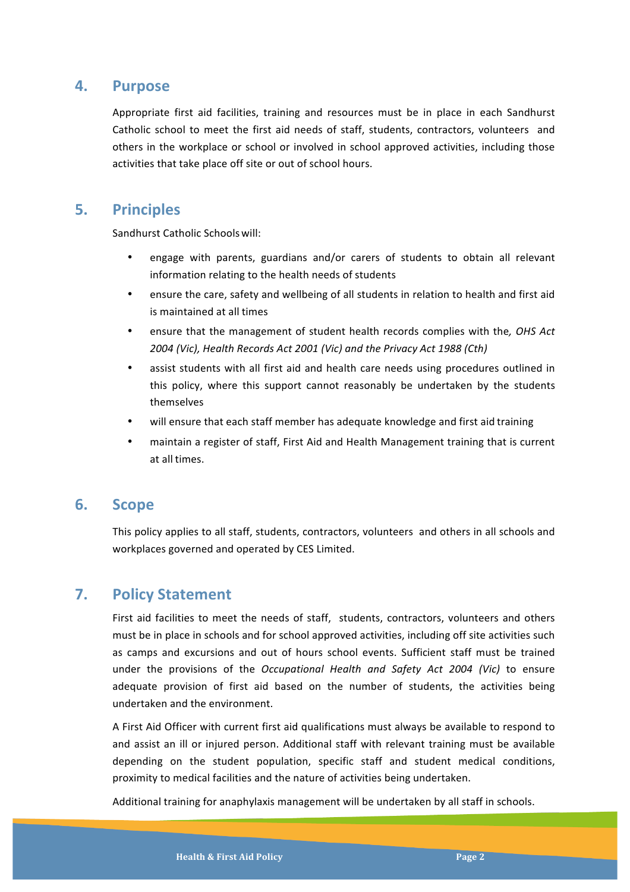## 4. Purpose

Appropriate first aid facilities, training and resources must be in place in each Sandhurst Catholic school to meet the first aid needs of staff, students, contractors, volunteers and others in the workplace or school or involved in school approved activities, including those activities that take place off site or out of school hours.

## 5. Principles

Sandhurst Catholic Schools will:

- engage with parents, guardians and/or carers of students to obtain all relevant information relating to the health needs of students
- ensure the care, safety and wellbeing of all students in relation to health and first aid is maintained at all times
- ensure that the management of student health records complies with the*, OHS Act 2004 (Vic), Health Records Act 2001 (Vic) and the Privacy Act 1988 (Cth)*
- assist students with all first aid and health care needs using procedures outlined in this policy, where this support cannot reasonably be undertaken by the students themselves
- will ensure that each staff member has adequate knowledge and first aid training
- maintain a register of staff, First Aid and Health Management training that is current at all times.

## 6. Scope

This policy applies to all staff, students, contractors, volunteers and others in all schools and workplaces governed and operated by CES Limited.

## 7. Policy Statement

First aid facilities to meet the needs of staff, students, contractors, volunteers and others must be in place in schools and for school approved activities, including off site activities such as camps and excursions and out of hours school events. Sufficient staff must be trained under the provisions of the *Occupational Health and Safety Act 2004 (Vic)* to ensure adequate provision of first aid based on the number of students, the activities being undertaken and the environment.

A First Aid Officer with current first aid qualifications must always be available to respond to and assist an ill or injured person. Additional staff with relevant training must be available depending on the student population, specific staff and student medical conditions, proximity to medical facilities and the nature of activities being undertaken.

Additional training for anaphylaxis management will be undertaken by all staff in schools.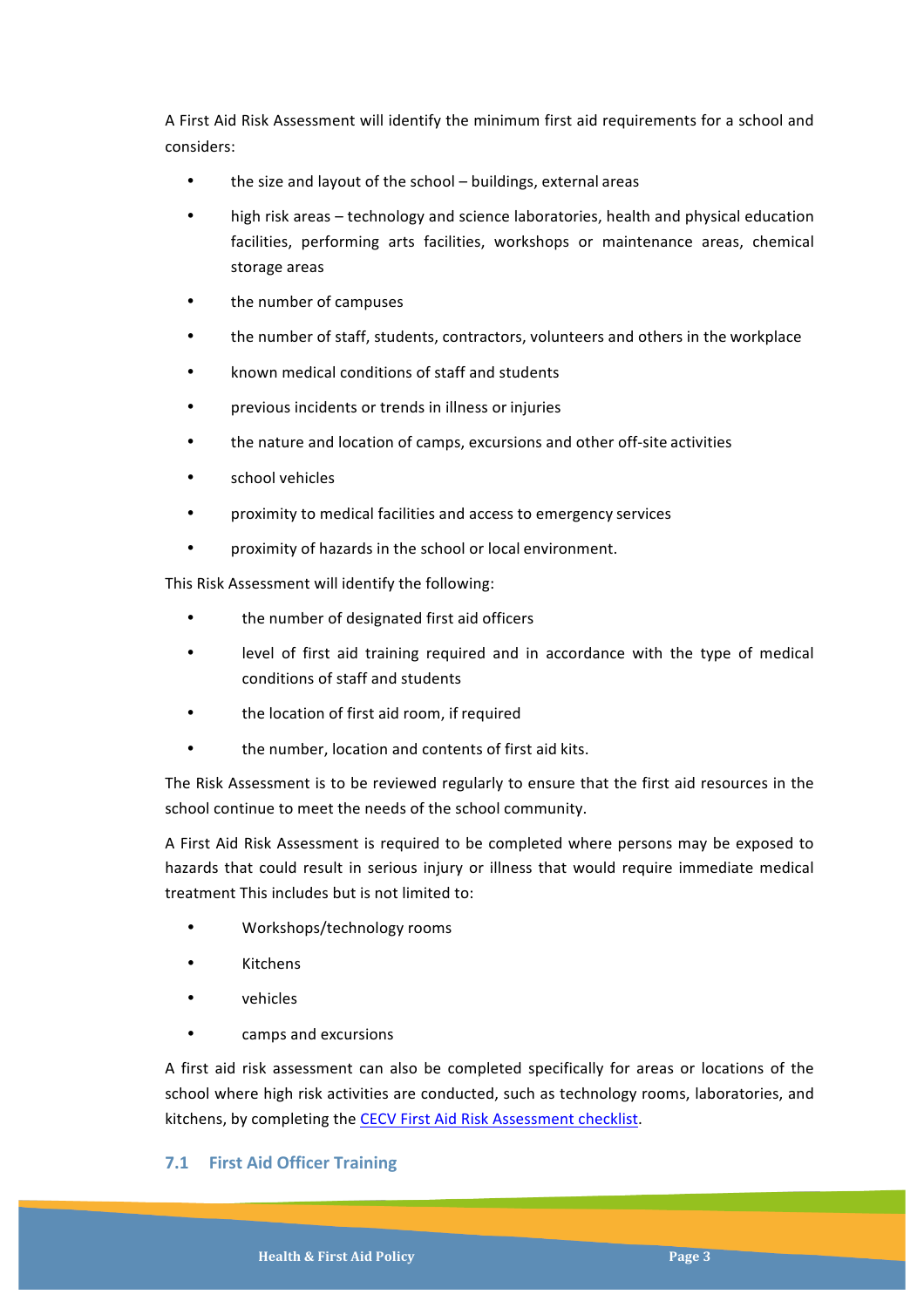A First Aid Risk Assessment will identify the minimum first aid requirements for a school and considers:

- the size and layout of the school – buildings, external areas
- high risk areas – technology and science laboratories, health and physical education facilities, performing arts facilities, workshops or maintenance areas, chemical storage areas
- the number of campuses
- the number of staff, students, contractors, volunteers and others in the workplace
- known medical conditions of staff and students
- previous incidents or trends in illness or injuries
- the nature and location of camps, excursions and other off-site activities
- school vehicles
- proximity to medical facilities and access to emergency services
- proximity of hazards in the school or local environment.

This Risk Assessment will identify the following:

- the number of designated first aid officers
- level of first aid training required and in accordance with the type of medical conditions of staff and students
- the location of first aid room, if required
- the number, location and contents of first aid kits.

The Risk Assessment is to be reviewed regularly to ensure that the first aid resources in the school continue to meet the needs of the school community.

A First Aid Risk Assessment is required to be completed where persons may be exposed to hazards that could result in serious injury or illness that would require immediate medical treatment This includes but is not limited to:

- Workshops/technology rooms
- Kitchens
- vehicles
- camps and excursions

A first aid risk assessment can also be completed specifically for areas or locations of the school where high risk activities are conducted, such as technology rooms, laboratories, and kitchens, by completing the CECV First Aid Risk Assessment checklist.

### 7.1 First Aid Officer Training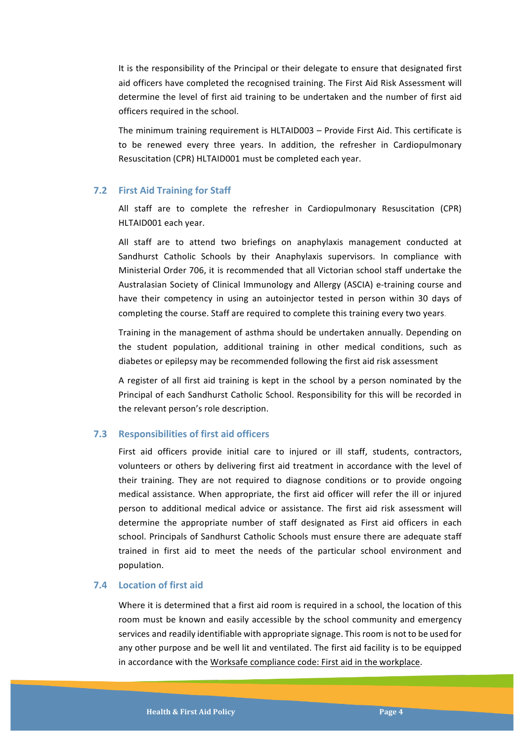It is the responsibility of the Principal or their delegate to ensure that designated first aid officers have completed the recognised training. The First Aid Risk Assessment will determine the level of first aid training to be undertaken and the number of first aid officers required in the school.

The minimum training requirement is HLTAID003 – Provide First Aid. This certificate is to be renewed every three years. In addition, the refresher in Cardiopulmonary Resuscitation (CPR) HLTAID001 must be completed each year.

### 7.2 First Aid Training for Staff

All staff are to complete the refresher in Cardiopulmonary Resuscitation (CPR) HLTAID001 each year.

All staff are to attend two briefings on anaphylaxis management conducted at Sandhurst Catholic Schools by their Anaphylaxis supervisors. In compliance with Ministerial Order 706, it is recommended that all Victorian school staff undertake the Australasian Society of Clinical Immunology and Allergy (ASCIA) e-training course and have their competency in using an autoinjector tested in person within 30 days of completing the course. Staff are required to complete this training every two years.

Training in the management of asthma should be undertaken annually. Depending on the student population, additional training in other medical conditions, such as diabetes or epilepsy may be recommended following the first aid risk assessment

A register of all first aid training is kept in the school by a person nominated by the Principal of each Sandhurst Catholic School. Responsibility for this will be recorded in the relevant person's role description.

### 7.3 Responsibilities of first aid officers

First aid officers provide initial care to injured or ill staff, students, contractors, volunteers or others by delivering first aid treatment in accordance with the level of their training. They are not required to diagnose conditions or to provide ongoing medical assistance. When appropriate, the first aid officer will refer the ill or injured person to additional medical advice or assistance. The first aid risk assessment will determine the appropriate number of staff designated as First aid officers in each school. Principals of Sandhurst Catholic Schools must ensure there are adequate staff trained in first aid to meet the needs of the particular school environment and population.

### 7.4 Location of first aid

Where it is determined that a first aid room is required in a school, the location of this room must be known and easily accessible by the school community and emergency services and readily identifiable with appropriate signage. This room is not to be used for any other purpose and be well lit and ventilated. The first aid facility is to be equipped in accordance with the Worksafe compliance code: First aid in the workplace.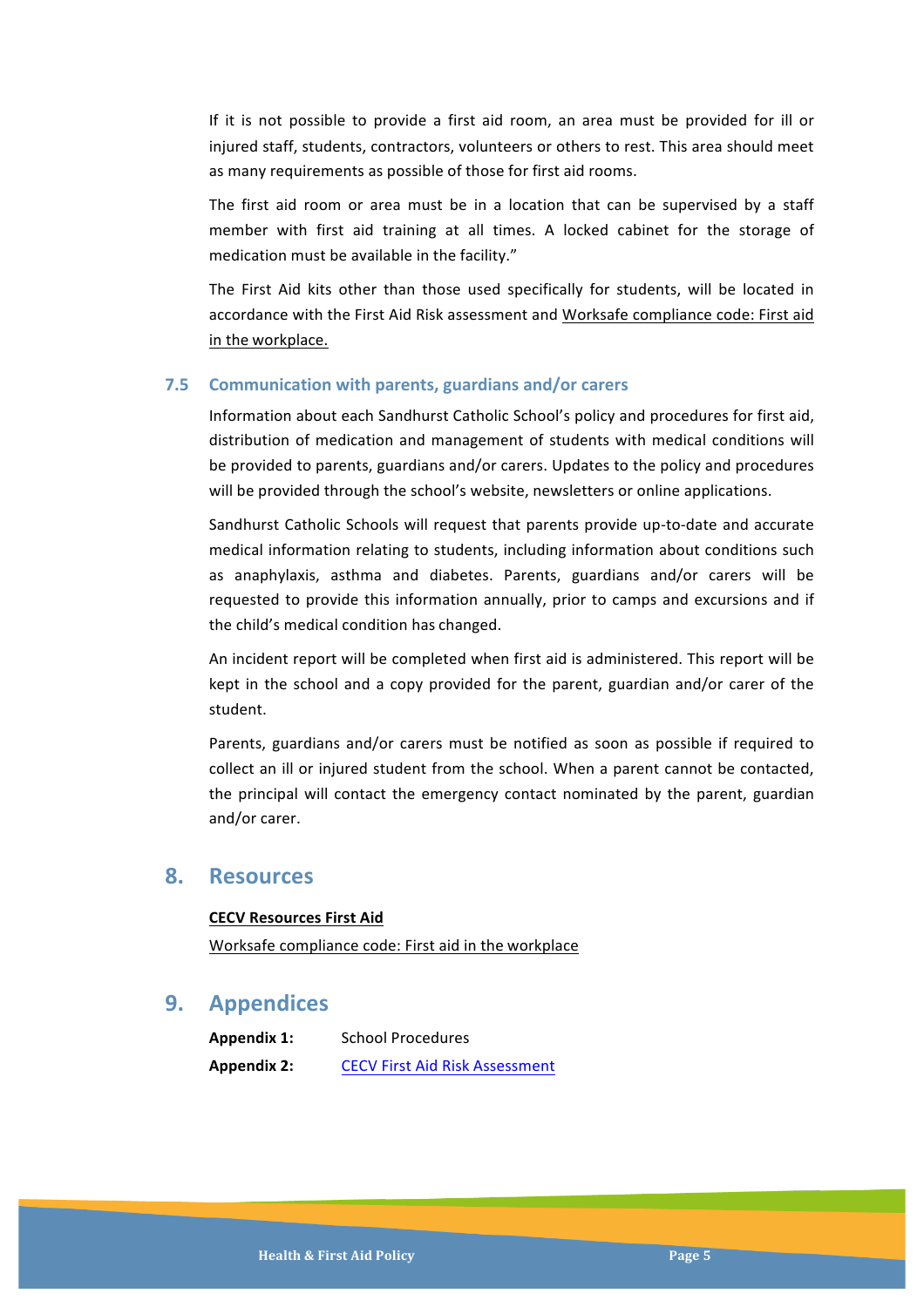If it is not possible to provide a first aid room, an area must be provided for ill or injured staff, students, contractors, volunteers or others to rest. This area should meet as many requirements as possible of those for first aid rooms.

The first aid room or area must be in a location that can be supervised by a staff member with first aid training at all times. A locked cabinet for the storage of medication must be available in the facility."

The First Aid kits other than those used specifically for students, will be located in accordance with the First Aid Risk assessment and Worksafe compliance code: First aid in the workplace.

### 7.5 Communication with parents, guardians and/or carers

Information about each Sandhurst Catholic School's policy and procedures for first aid, distribution of medication and management of students with medical conditions will be provided to parents, guardians and/or carers. Updates to the policy and procedures will be provided through the school's website, newsletters or online applications.

Sandhurst Catholic Schools will request that parents provide up-to-date and accurate medical information relating to students, including information about conditions such as anaphylaxis, asthma and diabetes. Parents, guardians and/or carers will be requested to provide this information annually, prior to camps and excursions and if the child's medical condition has changed.

An incident report will be completed when first aid is administered. This report will be kept in the school and a copy provided for the parent, guardian and/or carer of the student.

Parents, guardians and/or carers must be notified as soon as possible if required to collect an ill or injured student from the school. When a parent cannot be contacted, the principal will contact the emergency contact nominated by the parent, guardian and/or carer.

## 8. Resources

**CECV Resources First Aid**

Worksafe compliance code: First aid in the workplace

## 9. Appendices

| | |
|---|---|
| **Appendix 1:** | School Procedures |
| **Appendix 2:** | CECV First Aid Risk Assessment |